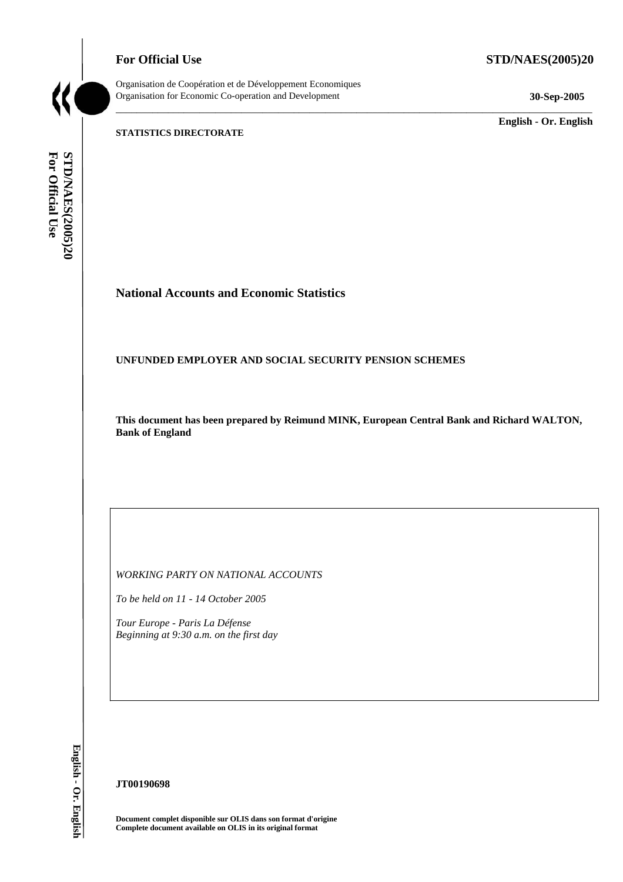**For Official Use** **STD/NAES(2005)20**

Organisation de Coopération et de Développement Economiques
Organisation for Economic Co-operation and Development **30-Sep-2005**

**English - Or. English**

**STATISTICS DIRECTORATE**

# National Accounts and Economic Statistics

## UNFUNDED EMPLOYER AND SOCIAL SECURITY PENSION SCHEMES

**This document has been prepared by Reimund MINK, European Central Bank and Richard WALTON, Bank of England**

*WORKING PARTY ON NATIONAL ACCOUNTS*

*To be held on 11 - 14 October 2005*

*Tour Europe - Paris La Défense*
*Beginning at 9:30 a.m. on the first day*

**JT00190698**

**Document complet disponible sur OLIS dans son format d'origine**
**Complete document available on OLIS in its original format**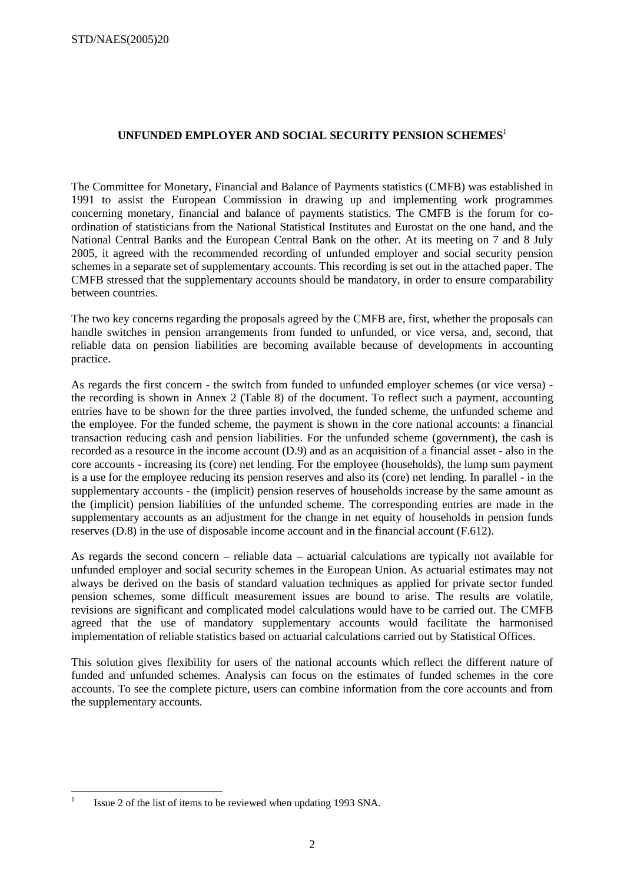# UNFUNDED EMPLOYER AND SOCIAL SECURITY PENSION SCHEMES[1]

The Committee for Monetary, Financial and Balance of Payments statistics (CMFB) was established in 1991 to assist the European Commission in drawing up and implementing work programmes concerning monetary, financial and balance of payments statistics. The CMFB is the forum for co-ordination of statisticians from the National Statistical Institutes and Eurostat on the one hand, and the National Central Banks and the European Central Bank on the other. At its meeting on 7 and 8 July 2005, it agreed with the recommended recording of unfunded employer and social security pension schemes in a separate set of supplementary accounts. This recording is set out in the attached paper. The CMFB stressed that the supplementary accounts should be mandatory, in order to ensure comparability between countries.

The two key concerns regarding the proposals agreed by the CMFB are, first, whether the proposals can handle switches in pension arrangements from funded to unfunded, or vice versa, and, second, that reliable data on pension liabilities are becoming available because of developments in accounting practice.

As regards the first concern - the switch from funded to unfunded employer schemes (or vice versa) - the recording is shown in Annex 2 (Table 8) of the document. To reflect such a payment, accounting entries have to be shown for the three parties involved, the funded scheme, the unfunded scheme and the employee. For the funded scheme, the payment is shown in the core national accounts: a financial transaction reducing cash and pension liabilities. For the unfunded scheme (government), the cash is recorded as a resource in the income account (D.9) and as an acquisition of a financial asset - also in the core accounts - increasing its (core) net lending. For the employee (households), the lump sum payment is a use for the employee reducing its pension reserves and also its (core) net lending. In parallel - in the supplementary accounts - the (implicit) pension reserves of households increase by the same amount as the (implicit) pension liabilities of the unfunded scheme. The corresponding entries are made in the supplementary accounts as an adjustment for the change in net equity of households in pension funds reserves (D.8) in the use of disposable income account and in the financial account (F.612).

As regards the second concern – reliable data – actuarial calculations are typically not available for unfunded employer and social security schemes in the European Union. As actuarial estimates may not always be derived on the basis of standard valuation techniques as applied for private sector funded pension schemes, some difficult measurement issues are bound to arise. The results are volatile, revisions are significant and complicated model calculations would have to be carried out. The CMFB agreed that the use of mandatory supplementary accounts would facilitate the harmonised implementation of reliable statistics based on actuarial calculations carried out by Statistical Offices.

This solution gives flexibility for users of the national accounts which reflect the different nature of funded and unfunded schemes. Analysis can focus on the estimates of funded schemes in the core accounts. To see the complete picture, users can combine information from the core accounts and from the supplementary accounts.

---

[1] Issue 2 of the list of items to be reviewed when updating 1993 SNA.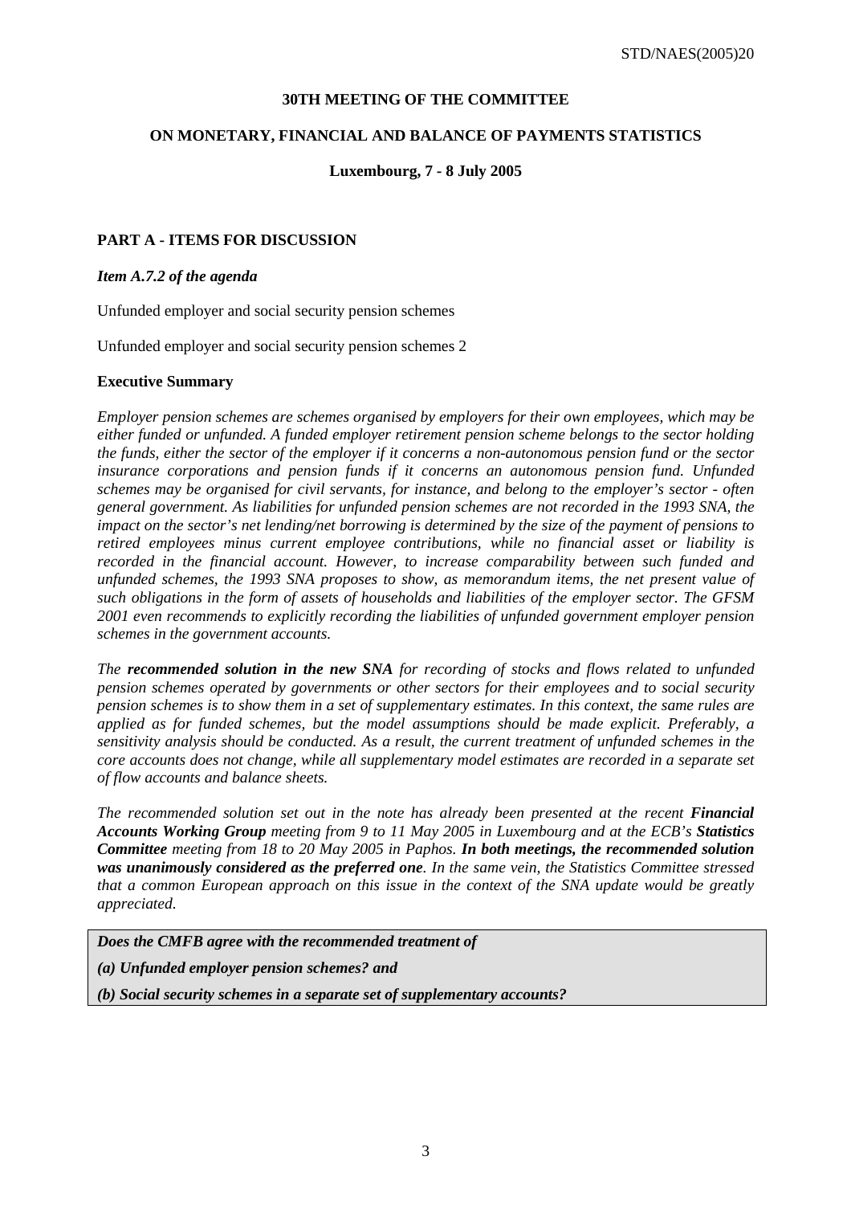**30TH MEETING OF THE COMMITTEE**

**ON MONETARY, FINANCIAL AND BALANCE OF PAYMENTS STATISTICS**

**Luxembourg, 7 - 8 July 2005**

## PART A - ITEMS FOR DISCUSSION

***Item A.7.2 of the agenda***

Unfunded employer and social security pension schemes

Unfunded employer and social security pension schemes 2

### Executive Summary

*Employer pension schemes are schemes organised by employers for their own employees, which may be either funded or unfunded. A funded employer retirement pension scheme belongs to the sector holding the funds, either the sector of the employer if it concerns a non-autonomous pension fund or the sector insurance corporations and pension funds if it concerns an autonomous pension fund. Unfunded schemes may be organised for civil servants, for instance, and belong to the employer's sector - often general government. As liabilities for unfunded pension schemes are not recorded in the 1993 SNA, the impact on the sector's net lending/net borrowing is determined by the size of the payment of pensions to retired employees minus current employee contributions, while no financial asset or liability is recorded in the financial account. However, to increase comparability between such funded and unfunded schemes, the 1993 SNA proposes to show, as memorandum items, the net present value of such obligations in the form of assets of households and liabilities of the employer sector. The GFSM 2001 even recommends to explicitly recording the liabilities of unfunded government employer pension schemes in the government accounts.*

*The* ***recommended solution in the new SNA*** *for recording of stocks and flows related to unfunded pension schemes operated by governments or other sectors for their employees and to social security pension schemes is to show them in a set of supplementary estimates. In this context, the same rules are applied as for funded schemes, but the model assumptions should be made explicit. Preferably, a sensitivity analysis should be conducted. As a result, the current treatment of unfunded schemes in the core accounts does not change, while all supplementary model estimates are recorded in a separate set of flow accounts and balance sheets.*

*The recommended solution set out in the note has already been presented at the recent* ***Financial Accounts Working Group*** *meeting from 9 to 11 May 2005 in Luxembourg and at the ECB's* ***Statistics Committee*** *meeting from 18 to 20 May 2005 in Paphos.* ***In both meetings, the recommended solution was unanimously considered as the preferred one****. In the same vein, the Statistics Committee stressed that a common European approach on this issue in the context of the SNA update would be greatly appreciated.*

***Does the CMFB agree with the recommended treatment of***

***(a) Unfunded employer pension schemes? and***

***(b) Social security schemes in a separate set of supplementary accounts?***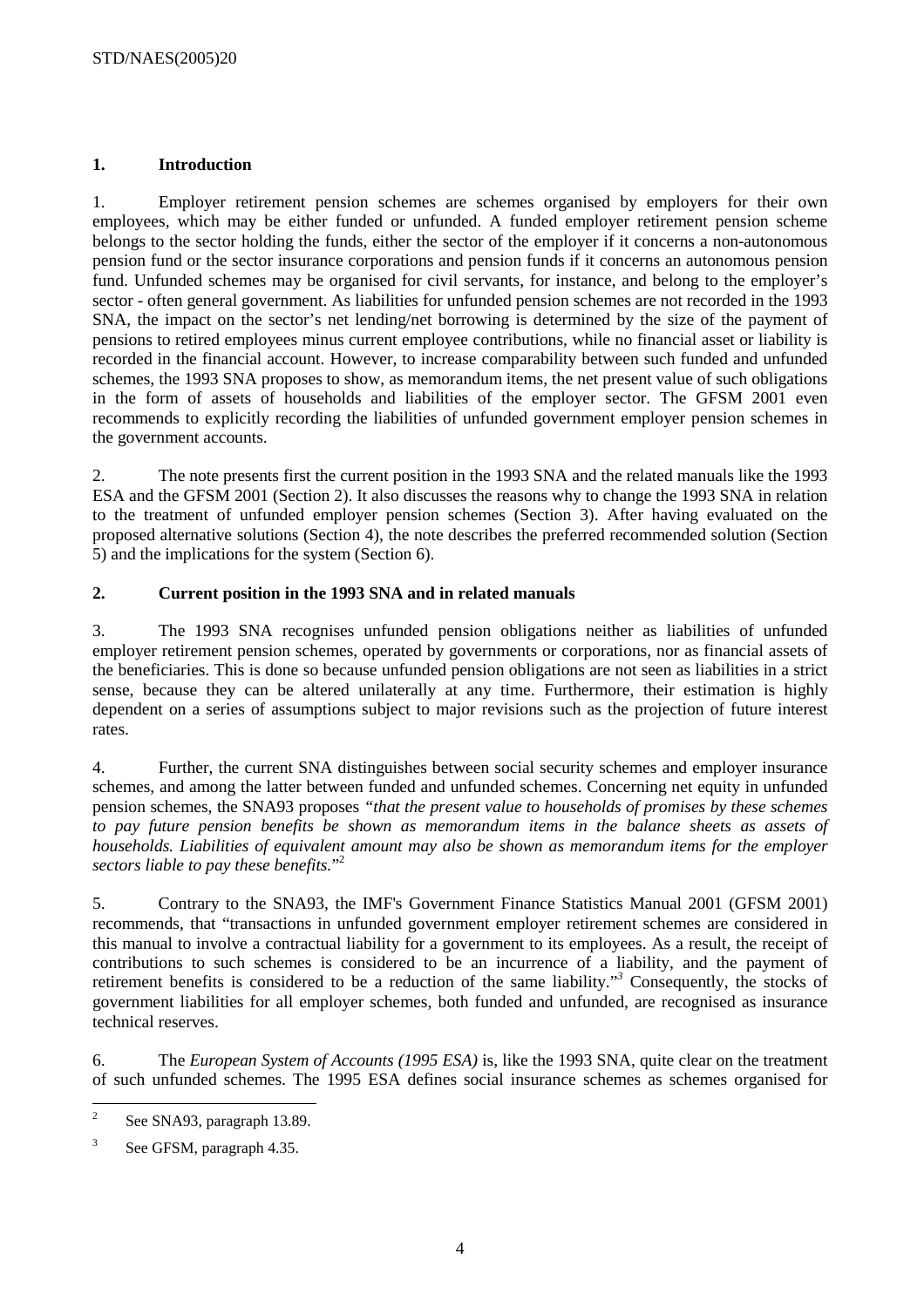## 1. Introduction

1. Employer retirement pension schemes are schemes organised by employers for their own employees, which may be either funded or unfunded. A funded employer retirement pension scheme belongs to the sector holding the funds, either the sector of the employer if it concerns a non-autonomous pension fund or the sector insurance corporations and pension funds if it concerns an autonomous pension fund. Unfunded schemes may be organised for civil servants, for instance, and belong to the employer's sector - often general government. As liabilities for unfunded pension schemes are not recorded in the 1993 SNA, the impact on the sector's net lending/net borrowing is determined by the size of the payment of pensions to retired employees minus current employee contributions, while no financial asset or liability is recorded in the financial account. However, to increase comparability between such funded and unfunded schemes, the 1993 SNA proposes to show, as memorandum items, the net present value of such obligations in the form of assets of households and liabilities of the employer sector. The GFSM 2001 even recommends to explicitly recording the liabilities of unfunded government employer pension schemes in the government accounts.

2. The note presents first the current position in the 1993 SNA and the related manuals like the 1993 ESA and the GFSM 2001 (Section 2). It also discusses the reasons why to change the 1993 SNA in relation to the treatment of unfunded employer pension schemes (Section 3). After having evaluated on the proposed alternative solutions (Section 4), the note describes the preferred recommended solution (Section 5) and the implications for the system (Section 6).

## 2. Current position in the 1993 SNA and in related manuals

3. The 1993 SNA recognises unfunded pension obligations neither as liabilities of unfunded employer retirement pension schemes, operated by governments or corporations, nor as financial assets of the beneficiaries. This is done so because unfunded pension obligations are not seen as liabilities in a strict sense, because they can be altered unilaterally at any time. Furthermore, their estimation is highly dependent on a series of assumptions subject to major revisions such as the projection of future interest rates.

4. Further, the current SNA distinguishes between social security schemes and employer insurance schemes, and among the latter between funded and unfunded schemes. Concerning net equity in unfunded pension schemes, the SNA93 proposes *"that the present value to households of promises by these schemes to pay future pension benefits be shown as memorandum items in the balance sheets as assets of households. Liabilities of equivalent amount may also be shown as memorandum items for the employer sectors liable to pay these benefits.*"[2]

5. Contrary to the SNA93, the IMF's Government Finance Statistics Manual 2001 (GFSM 2001) recommends, that "transactions in unfunded government employer retirement schemes are considered in this manual to involve a contractual liability for a government to its employees. As a result, the receipt of contributions to such schemes is considered to be an incurrence of a liability, and the payment of retirement benefits is considered to be a reduction of the same liability."[3] Consequently, the stocks of government liabilities for all employer schemes, both funded and unfunded, are recognised as insurance technical reserves.

6. The *European System of Accounts (1995 ESA)* is, like the 1993 SNA, quite clear on the treatment of such unfunded schemes. The 1995 ESA defines social insurance schemes as schemes organised for

---

[2] See SNA93, paragraph 13.89.

[3] See GFSM, paragraph 4.35.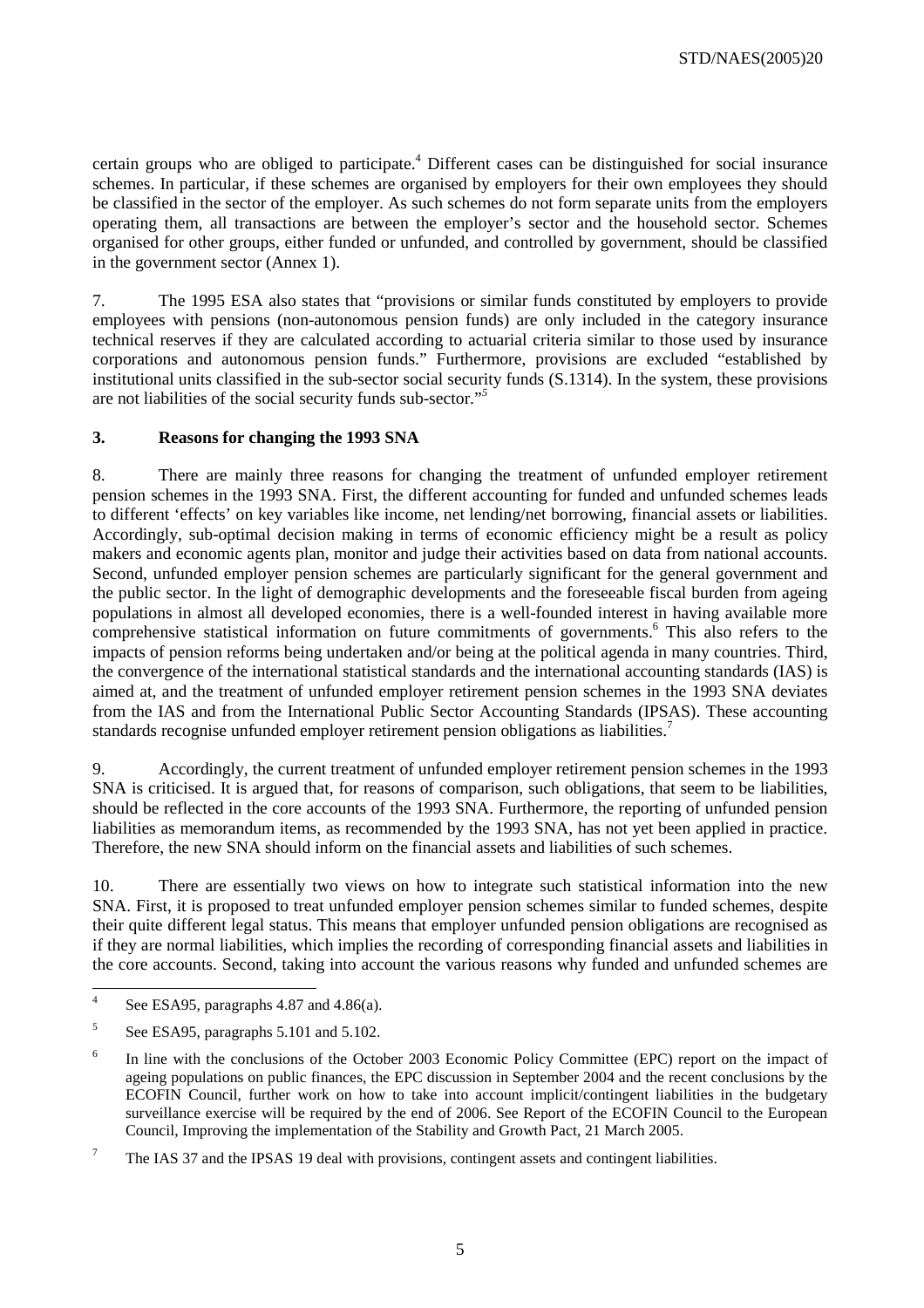certain groups who are obliged to participate.[4] Different cases can be distinguished for social insurance schemes. In particular, if these schemes are organised by employers for their own employees they should be classified in the sector of the employer. As such schemes do not form separate units from the employers operating them, all transactions are between the employer's sector and the household sector. Schemes organised for other groups, either funded or unfunded, and controlled by government, should be classified in the government sector (Annex 1).

7. The 1995 ESA also states that "provisions or similar funds constituted by employers to provide employees with pensions (non-autonomous pension funds) are only included in the category insurance technical reserves if they are calculated according to actuarial criteria similar to those used by insurance corporations and autonomous pension funds." Furthermore, provisions are excluded "established by institutional units classified in the sub-sector social security funds (S.1314). In the system, these provisions are not liabilities of the social security funds sub-sector."[5]

### 3. Reasons for changing the 1993 SNA

8. There are mainly three reasons for changing the treatment of unfunded employer retirement pension schemes in the 1993 SNA. First, the different accounting for funded and unfunded schemes leads to different 'effects' on key variables like income, net lending/net borrowing, financial assets or liabilities. Accordingly, sub-optimal decision making in terms of economic efficiency might be a result as policy makers and economic agents plan, monitor and judge their activities based on data from national accounts. Second, unfunded employer pension schemes are particularly significant for the general government and the public sector. In the light of demographic developments and the foreseeable fiscal burden from ageing populations in almost all developed economies, there is a well-founded interest in having available more comprehensive statistical information on future commitments of governments.[6] This also refers to the impacts of pension reforms being undertaken and/or being at the political agenda in many countries. Third, the convergence of the international statistical standards and the international accounting standards (IAS) is aimed at, and the treatment of unfunded employer retirement pension schemes in the 1993 SNA deviates from the IAS and from the International Public Sector Accounting Standards (IPSAS). These accounting standards recognise unfunded employer retirement pension obligations as liabilities.[7]

9. Accordingly, the current treatment of unfunded employer retirement pension schemes in the 1993 SNA is criticised. It is argued that, for reasons of comparison, such obligations, that seem to be liabilities, should be reflected in the core accounts of the 1993 SNA. Furthermore, the reporting of unfunded pension liabilities as memorandum items, as recommended by the 1993 SNA, has not yet been applied in practice. Therefore, the new SNA should inform on the financial assets and liabilities of such schemes.

10. There are essentially two views on how to integrate such statistical information into the new SNA. First, it is proposed to treat unfunded employer pension schemes similar to funded schemes, despite their quite different legal status. This means that employer unfunded pension obligations are recognised as if they are normal liabilities, which implies the recording of corresponding financial assets and liabilities in the core accounts. Second, taking into account the various reasons why funded and unfunded schemes are

---

[4] See ESA95, paragraphs 4.87 and 4.86(a).

[5] See ESA95, paragraphs 5.101 and 5.102.

[6] In line with the conclusions of the October 2003 Economic Policy Committee (EPC) report on the impact of ageing populations on public finances, the EPC discussion in September 2004 and the recent conclusions by the ECOFIN Council, further work on how to take into account implicit/contingent liabilities in the budgetary surveillance exercise will be required by the end of 2006. See Report of the ECOFIN Council to the European Council, Improving the implementation of the Stability and Growth Pact, 21 March 2005.

[7] The IAS 37 and the IPSAS 19 deal with provisions, contingent assets and contingent liabilities.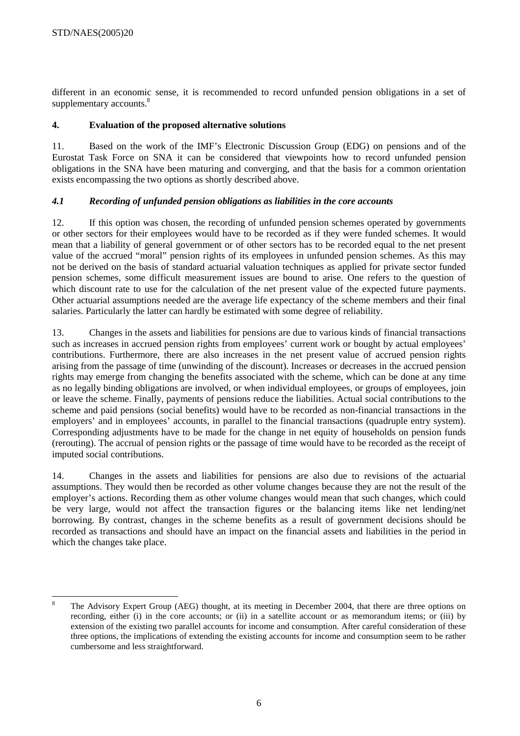different in an economic sense, it is recommended to record unfunded pension obligations in a set of supplementary accounts.[8]

## 4. Evaluation of the proposed alternative solutions

11. Based on the work of the IMF's Electronic Discussion Group (EDG) on pensions and of the Eurostat Task Force on SNA it can be considered that viewpoints how to record unfunded pension obligations in the SNA have been maturing and converging, and that the basis for a common orientation exists encompassing the two options as shortly described above.

### *4.1 Recording of unfunded pension obligations as liabilities in the core accounts*

12. If this option was chosen, the recording of unfunded pension schemes operated by governments or other sectors for their employees would have to be recorded as if they were funded schemes. It would mean that a liability of general government or of other sectors has to be recorded equal to the net present value of the accrued "moral" pension rights of its employees in unfunded pension schemes. As this may not be derived on the basis of standard actuarial valuation techniques as applied for private sector funded pension schemes, some difficult measurement issues are bound to arise. One refers to the question of which discount rate to use for the calculation of the net present value of the expected future payments. Other actuarial assumptions needed are the average life expectancy of the scheme members and their final salaries. Particularly the latter can hardly be estimated with some degree of reliability.

13. Changes in the assets and liabilities for pensions are due to various kinds of financial transactions such as increases in accrued pension rights from employees' current work or bought by actual employees' contributions. Furthermore, there are also increases in the net present value of accrued pension rights arising from the passage of time (unwinding of the discount). Increases or decreases in the accrued pension rights may emerge from changing the benefits associated with the scheme, which can be done at any time as no legally binding obligations are involved, or when individual employees, or groups of employees, join or leave the scheme. Finally, payments of pensions reduce the liabilities. Actual social contributions to the scheme and paid pensions (social benefits) would have to be recorded as non-financial transactions in the employers' and in employees' accounts, in parallel to the financial transactions (quadruple entry system). Corresponding adjustments have to be made for the change in net equity of households on pension funds (rerouting). The accrual of pension rights or the passage of time would have to be recorded as the receipt of imputed social contributions.

14. Changes in the assets and liabilities for pensions are also due to revisions of the actuarial assumptions. They would then be recorded as other volume changes because they are not the result of the employer's actions. Recording them as other volume changes would mean that such changes, which could be very large, would not affect the transaction figures or the balancing items like net lending/net borrowing. By contrast, changes in the scheme benefits as a result of government decisions should be recorded as transactions and should have an impact on the financial assets and liabilities in the period in which the changes take place.

---

[8] The Advisory Expert Group (AEG) thought, at its meeting in December 2004, that there are three options on recording, either (i) in the core accounts; or (ii) in a satellite account or as memorandum items; or (iii) by extension of the existing two parallel accounts for income and consumption. After careful consideration of these three options, the implications of extending the existing accounts for income and consumption seem to be rather cumbersome and less straightforward.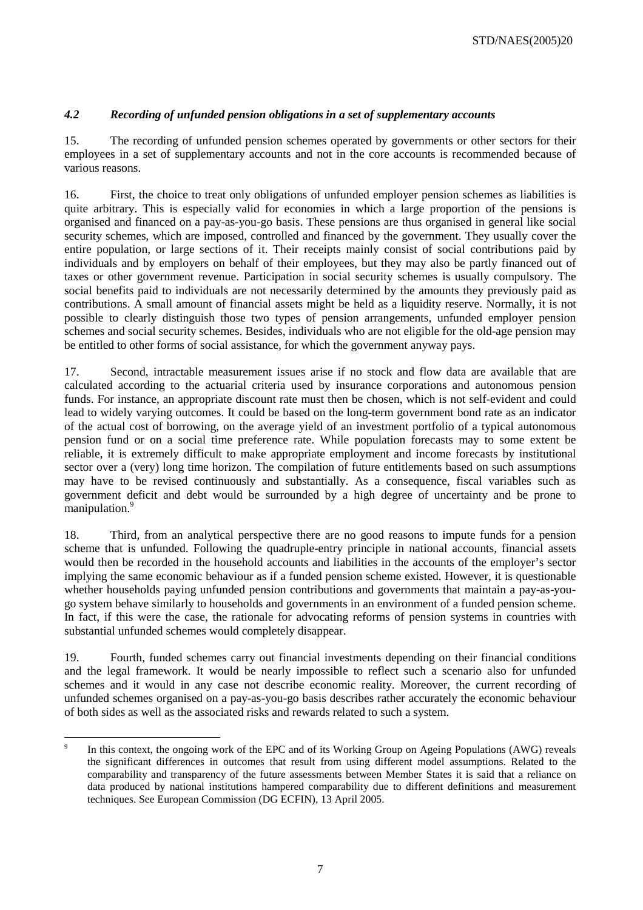### *4.2 Recording of unfunded pension obligations in a set of supplementary accounts*

15. The recording of unfunded pension schemes operated by governments or other sectors for their employees in a set of supplementary accounts and not in the core accounts is recommended because of various reasons.

16. First, the choice to treat only obligations of unfunded employer pension schemes as liabilities is quite arbitrary. This is especially valid for economies in which a large proportion of the pensions is organised and financed on a pay-as-you-go basis. These pensions are thus organised in general like social security schemes, which are imposed, controlled and financed by the government. They usually cover the entire population, or large sections of it. Their receipts mainly consist of social contributions paid by individuals and by employers on behalf of their employees, but they may also be partly financed out of taxes or other government revenue. Participation in social security schemes is usually compulsory. The social benefits paid to individuals are not necessarily determined by the amounts they previously paid as contributions. A small amount of financial assets might be held as a liquidity reserve. Normally, it is not possible to clearly distinguish those two types of pension arrangements, unfunded employer pension schemes and social security schemes. Besides, individuals who are not eligible for the old-age pension may be entitled to other forms of social assistance, for which the government anyway pays.

17. Second, intractable measurement issues arise if no stock and flow data are available that are calculated according to the actuarial criteria used by insurance corporations and autonomous pension funds. For instance, an appropriate discount rate must then be chosen, which is not self-evident and could lead to widely varying outcomes. It could be based on the long-term government bond rate as an indicator of the actual cost of borrowing, on the average yield of an investment portfolio of a typical autonomous pension fund or on a social time preference rate. While population forecasts may to some extent be reliable, it is extremely difficult to make appropriate employment and income forecasts by institutional sector over a (very) long time horizon. The compilation of future entitlements based on such assumptions may have to be revised continuously and substantially. As a consequence, fiscal variables such as government deficit and debt would be surrounded by a high degree of uncertainty and be prone to manipulation.[9]

18. Third, from an analytical perspective there are no good reasons to impute funds for a pension scheme that is unfunded. Following the quadruple-entry principle in national accounts, financial assets would then be recorded in the household accounts and liabilities in the accounts of the employer's sector implying the same economic behaviour as if a funded pension scheme existed. However, it is questionable whether households paying unfunded pension contributions and governments that maintain a pay-as-you-go system behave similarly to households and governments in an environment of a funded pension scheme. In fact, if this were the case, the rationale for advocating reforms of pension systems in countries with substantial unfunded schemes would completely disappear.

19. Fourth, funded schemes carry out financial investments depending on their financial conditions and the legal framework. It would be nearly impossible to reflect such a scenario also for unfunded schemes and it would in any case not describe economic reality. Moreover, the current recording of unfunded schemes organised on a pay-as-you-go basis describes rather accurately the economic behaviour of both sides as well as the associated risks and rewards related to such a system.

---

[9] In this context, the ongoing work of the EPC and of its Working Group on Ageing Populations (AWG) reveals the significant differences in outcomes that result from using different model assumptions. Related to the comparability and transparency of the future assessments between Member States it is said that a reliance on data produced by national institutions hampered comparability due to different definitions and measurement techniques. See European Commission (DG ECFIN), 13 April 2005.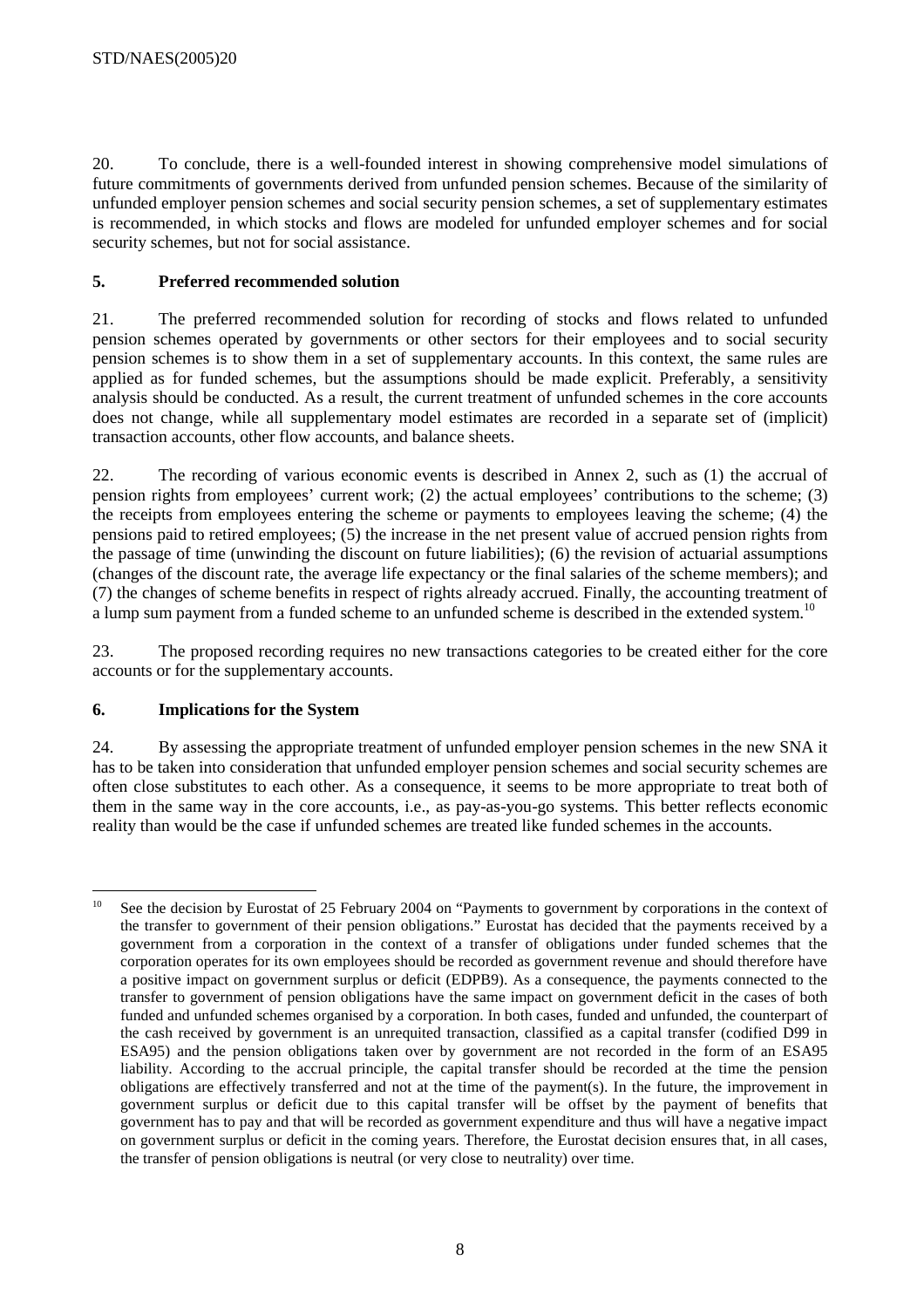20. To conclude, there is a well-founded interest in showing comprehensive model simulations of future commitments of governments derived from unfunded pension schemes. Because of the similarity of unfunded employer pension schemes and social security pension schemes, a set of supplementary estimates is recommended, in which stocks and flows are modeled for unfunded employer schemes and for social security schemes, but not for social assistance.

## 5. Preferred recommended solution

21. The preferred recommended solution for recording of stocks and flows related to unfunded pension schemes operated by governments or other sectors for their employees and to social security pension schemes is to show them in a set of supplementary accounts. In this context, the same rules are applied as for funded schemes, but the assumptions should be made explicit. Preferably, a sensitivity analysis should be conducted. As a result, the current treatment of unfunded schemes in the core accounts does not change, while all supplementary model estimates are recorded in a separate set of (implicit) transaction accounts, other flow accounts, and balance sheets.

22. The recording of various economic events is described in Annex 2, such as (1) the accrual of pension rights from employees' current work; (2) the actual employees' contributions to the scheme; (3) the receipts from employees entering the scheme or payments to employees leaving the scheme; (4) the pensions paid to retired employees; (5) the increase in the net present value of accrued pension rights from the passage of time (unwinding the discount on future liabilities); (6) the revision of actuarial assumptions (changes of the discount rate, the average life expectancy or the final salaries of the scheme members); and (7) the changes of scheme benefits in respect of rights already accrued. Finally, the accounting treatment of a lump sum payment from a funded scheme to an unfunded scheme is described in the extended system.[10]

23. The proposed recording requires no new transactions categories to be created either for the core accounts or for the supplementary accounts.

## 6. Implications for the System

24. By assessing the appropriate treatment of unfunded employer pension schemes in the new SNA it has to be taken into consideration that unfunded employer pension schemes and social security schemes are often close substitutes to each other. As a consequence, it seems to be more appropriate to treat both of them in the same way in the core accounts, i.e., as pay-as-you-go systems. This better reflects economic reality than would be the case if unfunded schemes are treated like funded schemes in the accounts.

---

[10] See the decision by Eurostat of 25 February 2004 on "Payments to government by corporations in the context of the transfer to government of their pension obligations." Eurostat has decided that the payments received by a government from a corporation in the context of a transfer of obligations under funded schemes that the corporation operates for its own employees should be recorded as government revenue and should therefore have a positive impact on government surplus or deficit (EDPB9). As a consequence, the payments connected to the transfer to government of pension obligations have the same impact on government deficit in the cases of both funded and unfunded schemes organised by a corporation. In both cases, funded and unfunded, the counterpart of the cash received by government is an unrequited transaction, classified as a capital transfer (codified D99 in ESA95) and the pension obligations taken over by government are not recorded in the form of an ESA95 liability. According to the accrual principle, the capital transfer should be recorded at the time the pension obligations are effectively transferred and not at the time of the payment(s). In the future, the improvement in government surplus or deficit due to this capital transfer will be offset by the payment of benefits that government has to pay and that will be recorded as government expenditure and thus will have a negative impact on government surplus or deficit in the coming years. Therefore, the Eurostat decision ensures that, in all cases, the transfer of pension obligations is neutral (or very close to neutrality) over time.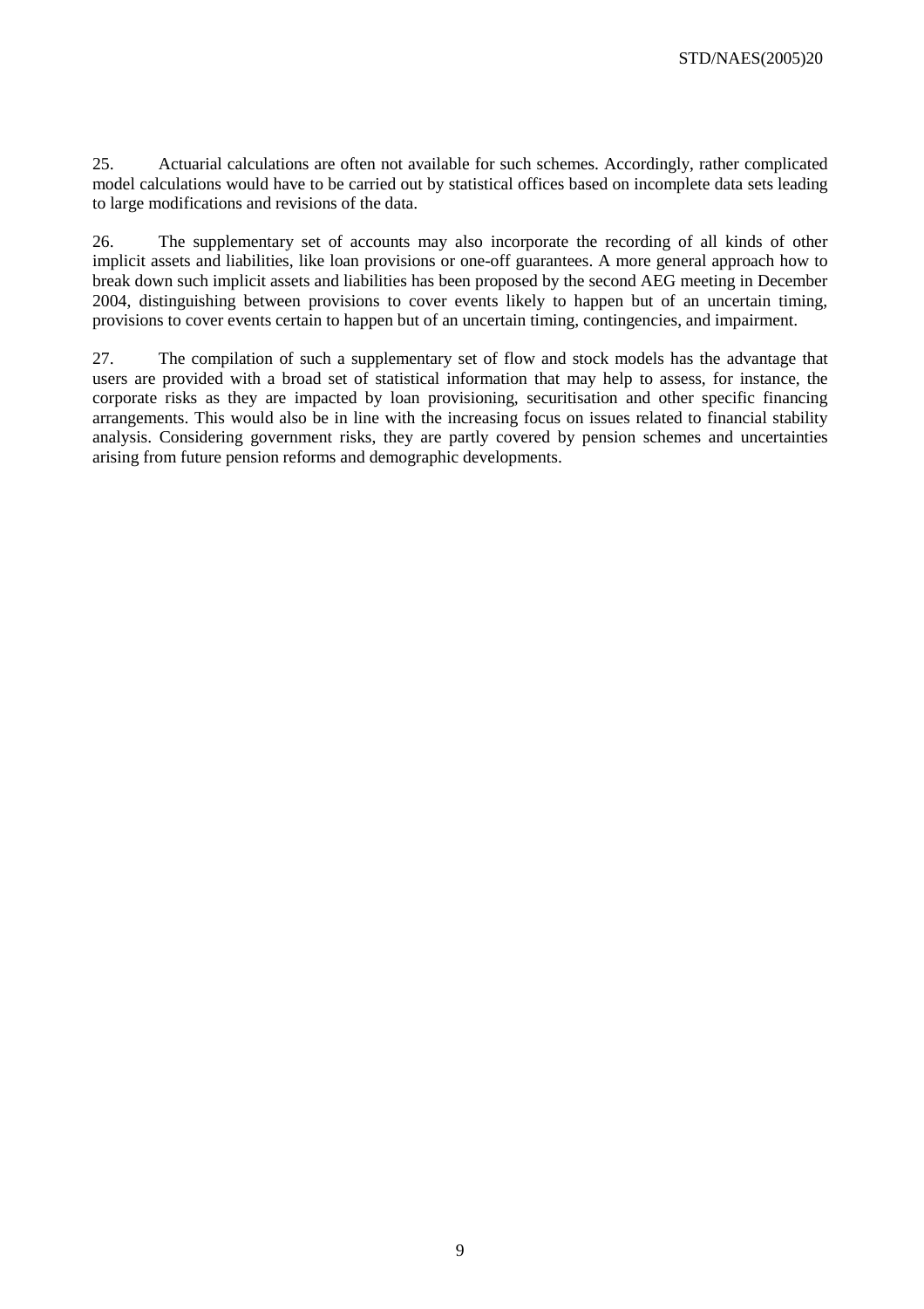25. Actuarial calculations are often not available for such schemes. Accordingly, rather complicated model calculations would have to be carried out by statistical offices based on incomplete data sets leading to large modifications and revisions of the data.

26. The supplementary set of accounts may also incorporate the recording of all kinds of other implicit assets and liabilities, like loan provisions or one-off guarantees. A more general approach how to break down such implicit assets and liabilities has been proposed by the second AEG meeting in December 2004, distinguishing between provisions to cover events likely to happen but of an uncertain timing, provisions to cover events certain to happen but of an uncertain timing, contingencies, and impairment.

27. The compilation of such a supplementary set of flow and stock models has the advantage that users are provided with a broad set of statistical information that may help to assess, for instance, the corporate risks as they are impacted by loan provisioning, securitisation and other specific financing arrangements. This would also be in line with the increasing focus on issues related to financial stability analysis. Considering government risks, they are partly covered by pension schemes and uncertainties arising from future pension reforms and demographic developments.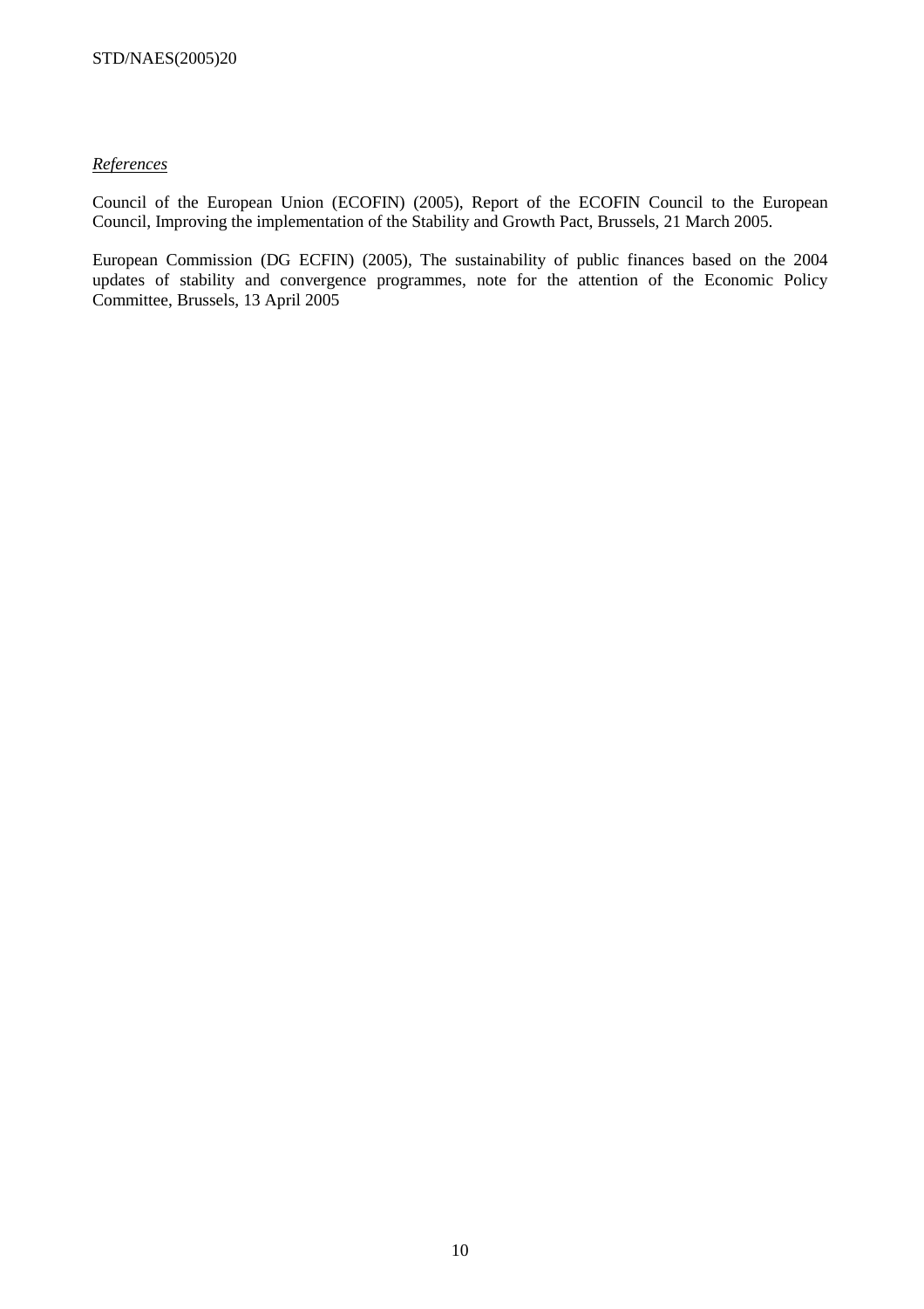*References*

Council of the European Union (ECOFIN) (2005), Report of the ECOFIN Council to the European Council, Improving the implementation of the Stability and Growth Pact, Brussels, 21 March 2005.

European Commission (DG ECFIN) (2005), The sustainability of public finances based on the 2004 updates of stability and convergence programmes, note for the attention of the Economic Policy Committee, Brussels, 13 April 2005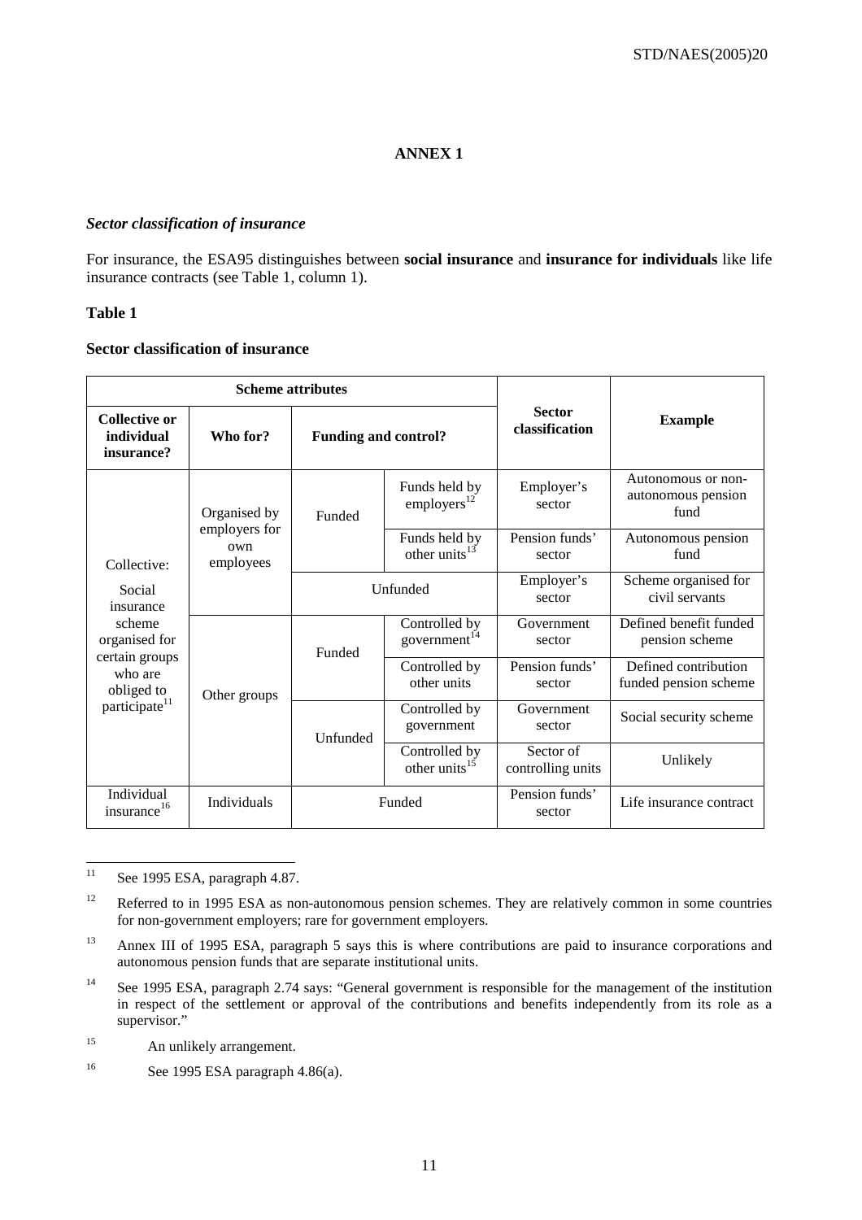# ANNEX 1

### *Sector classification of insurance*

For insurance, the ESA95 distinguishes between **social insurance** and **insurance for individuals** like life insurance contracts (see Table 1, column 1).

**Table 1**

**Sector classification of insurance**

| Scheme attributes | | | | Sector classification | Example |
|---|---|---|---|---|---|
| **Collective or individual insurance?** | **Who for?** | **Funding and control?** | | | |
| Collective: Social insurance scheme organised for certain groups who are obliged to participate[11] | Organised by employers for own employees | Funded | Funds held by employers[12] | Employer's sector | Autonomous or non-autonomous pension fund |
| | | | Funds held by other units[13] | Pension funds' sector | Autonomous pension fund |
| | | Unfunded | | Employer's sector | Scheme organised for civil servants |
| | Other groups | Funded | Controlled by government[14] | Government sector | Defined benefit funded pension scheme |
| | | | Controlled by other units | Pension funds' sector | Defined contribution funded pension scheme |
| | | Unfunded | Controlled by government | Government sector | Social security scheme |
| | | | Controlled by other units[15] | Sector of controlling units | Unlikely |
| Individual insurance[16] | Individuals | Funded | | Pension funds' sector | Life insurance contract |

[11] See 1995 ESA, paragraph 4.87.

[12] Referred to in 1995 ESA as non-autonomous pension schemes. They are relatively common in some countries for non-government employers; rare for government employers.

[13] Annex III of 1995 ESA, paragraph 5 says this is where contributions are paid to insurance corporations and autonomous pension funds that are separate institutional units.

[14] See 1995 ESA, paragraph 2.74 says: "General government is responsible for the management of the institution in respect of the settlement or approval of the contributions and benefits independently from its role as a supervisor."

[15] An unlikely arrangement.

[16] See 1995 ESA paragraph 4.86(a).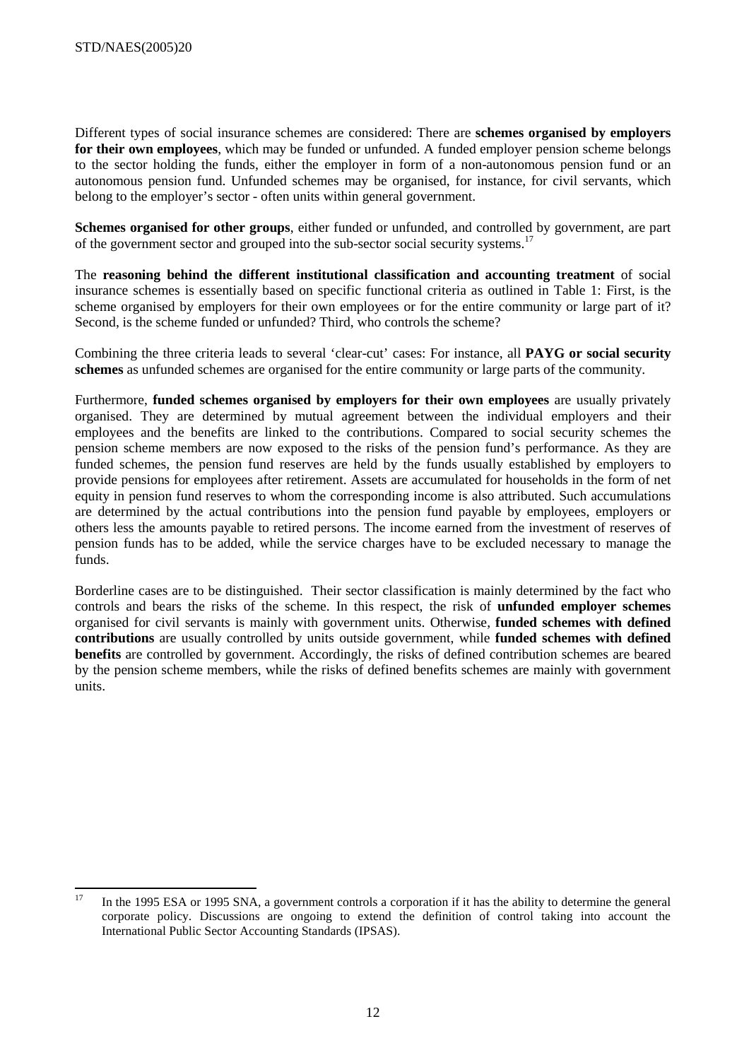Different types of social insurance schemes are considered: There are **schemes organised by employers for their own employees**, which may be funded or unfunded. A funded employer pension scheme belongs to the sector holding the funds, either the employer in form of a non-autonomous pension fund or an autonomous pension fund. Unfunded schemes may be organised, for instance, for civil servants, which belong to the employer's sector - often units within general government.

**Schemes organised for other groups**, either funded or unfunded, and controlled by government, are part of the government sector and grouped into the sub-sector social security systems.[17]

The **reasoning behind the different institutional classification and accounting treatment** of social insurance schemes is essentially based on specific functional criteria as outlined in Table 1: First, is the scheme organised by employers for their own employees or for the entire community or large part of it? Second, is the scheme funded or unfunded? Third, who controls the scheme?

Combining the three criteria leads to several 'clear-cut' cases: For instance, all **PAYG or social security schemes** as unfunded schemes are organised for the entire community or large parts of the community.

Furthermore, **funded schemes organised by employers for their own employees** are usually privately organised. They are determined by mutual agreement between the individual employers and their employees and the benefits are linked to the contributions. Compared to social security schemes the pension scheme members are now exposed to the risks of the pension fund's performance. As they are funded schemes, the pension fund reserves are held by the funds usually established by employers to provide pensions for employees after retirement. Assets are accumulated for households in the form of net equity in pension fund reserves to whom the corresponding income is also attributed. Such accumulations are determined by the actual contributions into the pension fund payable by employees, employers or others less the amounts payable to retired persons. The income earned from the investment of reserves of pension funds has to be added, while the service charges have to be excluded necessary to manage the funds.

Borderline cases are to be distinguished. Their sector classification is mainly determined by the fact who controls and bears the risks of the scheme. In this respect, the risk of **unfunded employer schemes** organised for civil servants is mainly with government units. Otherwise, **funded schemes with defined contributions** are usually controlled by units outside government, while **funded schemes with defined benefits** are controlled by government. Accordingly, the risks of defined contribution schemes are beared by the pension scheme members, while the risks of defined benefits schemes are mainly with government units.

---

[17] In the 1995 ESA or 1995 SNA, a government controls a corporation if it has the ability to determine the general corporate policy. Discussions are ongoing to extend the definition of control taking into account the International Public Sector Accounting Standards (IPSAS).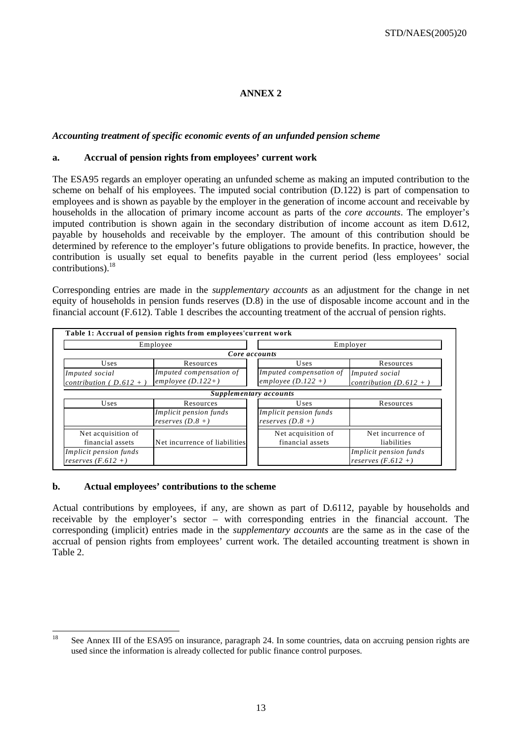# ANNEX 2

***Accounting treatment of specific economic events of an unfunded pension scheme***

### a. Accrual of pension rights from employees' current work

The ESA95 regards an employer operating an unfunded scheme as making an imputed contribution to the scheme on behalf of his employees. The imputed social contribution (D.122) is part of compensation to employees and is shown as payable by the employer in the generation of income account and receivable by households in the allocation of primary income account as parts of the *core accounts*. The employer's imputed contribution is shown again in the secondary distribution of income account as item D.612, payable by households and receivable by the employer. The amount of this contribution should be determined by reference to the employer's future obligations to provide benefits. In practice, however, the contribution is usually set equal to benefits payable in the current period (less employees' social contributions).[18]

Corresponding entries are made in the *supplementary accounts* as an adjustment for the change in net equity of households in pension funds reserves (D.8) in the use of disposable income account and in the financial account (F.612). Table 1 describes the accounting treatment of the accrual of pension rights.

**Table 1: Accrual of pension rights from employees'current work**

| Employee | | Employer | |
|---|---|---|---|
| ***Core accounts*** | | | |
| Uses | Resources | Uses | Resources |
| *Imputed social contribution ( D.612 + )* | *Imputed compensation of employee (D.122+)* | *Imputed compensation of employee (D.122 +)* | *Imputed social contribution (D.612 + )* |
| ***Supplementary accounts*** | | | |
| Uses | Resources | Uses | Resources |
| | *Implicit pension funds reserves (D.8 +)* | *Implicit pension funds reserves (D.8 +)* | |
| Net acquisition of financial assets | Net incurrence of liabilities | Net acquisition of financial assets | Net incurrence of liabilities |
| *Implicit pension funds reserves (F.612 +)* | | | *Implicit pension funds reserves (F.612 +)* |

### b. Actual employees' contributions to the scheme

Actual contributions by employees, if any, are shown as part of D.6112, payable by households and receivable by the employer's sector – with corresponding entries in the financial account. The corresponding (implicit) entries made in the *supplementary accounts* are the same as in the case of the accrual of pension rights from employees' current work. The detailed accounting treatment is shown in Table 2.

---

[18] See Annex III of the ESA95 on insurance, paragraph 24. In some countries, data on accruing pension rights are used since the information is already collected for public finance control purposes.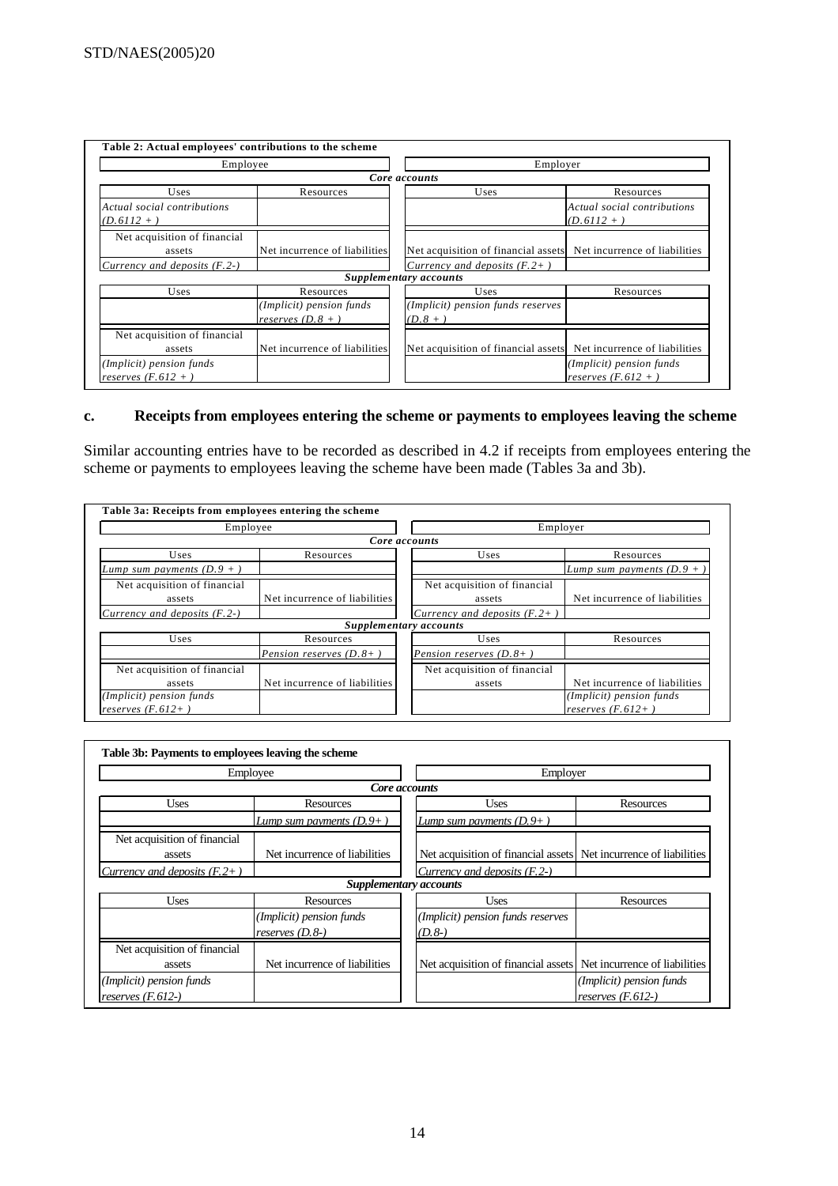**Table 2: Actual employees' contributions to the scheme**

| Employee | | Employer | |
|---|---|---|---|
| ***Core accounts*** | | | |
| Uses | Resources | Uses | Resources |
| *Actual social contributions (D.6112 + )* | | | *Actual social contributions (D.6112 + )* |
| Net acquisition of financial assets | Net incurrence of liabilities | Net acquisition of financial assets | Net incurrence of liabilities |
| *Currency and deposits (F.2-)* | | *Currency and deposits (F.2+ )* | |
| ***Supplementary accounts*** | | | |
| Uses | Resources | Uses | Resources |
| | *(Implicit) pension funds reserves (D.8 + )* | *(Implicit) pension funds reserves (D.8 + )* | |
| Net acquisition of financial assets | Net incurrence of liabilities | Net acquisition of financial assets | Net incurrence of liabilities |
| *(Implicit) pension funds reserves (F.612 + )* | | | *(Implicit) pension funds reserves (F.612 + )* |

## c. Receipts from employees entering the scheme or payments to employees leaving the scheme

Similar accounting entries have to be recorded as described in 4.2 if receipts from employees entering the scheme or payments to employees leaving the scheme have been made (Tables 3a and 3b).

**Table 3a: Receipts from employees entering the scheme**

| Employee | | Employer | |
|---|---|---|---|
| ***Core accounts*** | | | |
| Uses | Resources | Uses | Resources |
| *Lump sum payments (D.9 + )* | | | *Lump sum payments (D.9 + )* |
| Net acquisition of financial assets | Net incurrence of liabilities | Net acquisition of financial assets | Net incurrence of liabilities |
| *Currency and deposits (F.2-)* | | *Currency and deposits (F.2+ )* | |
| ***Supplementary accounts*** | | | |
| Uses | Resources | Uses | Resources |
| | *Pension reserves (D.8+ )* | *Pension reserves (D.8+ )* | |
| Net acquisition of financial assets | Net incurrence of liabilities | Net acquisition of financial assets | Net incurrence of liabilities |
| *(Implicit) pension funds reserves (F.612+ )* | | | *(Implicit) pension funds reserves (F.612+ )* |

**Table 3b: Payments to employees leaving the scheme**

| Employee | | Employer | |
|---|---|---|---|
| ***Core accounts*** | | | |
| Uses | Resources | Uses | Resources |
| | *Lump sum payments (D.9+ )* | *Lump sum payments (D.9+ )* | |
| Net acquisition of financial assets | Net incurrence of liabilities | Net acquisition of financial assets | Net incurrence of liabilities |
| *Currency and deposits (F.2+ )* | | *Currency and deposits (F.2-)* | |
| ***Supplementary accounts*** | | | |
| Uses | Resources | Uses | Resources |
| | *(Implicit) pension funds reserves (D.8-)* | *(Implicit) pension funds reserves (D.8-)* | |
| Net acquisition of financial assets | Net incurrence of liabilities | Net acquisition of financial assets | Net incurrence of liabilities |
| *(Implicit) pension funds reserves (F.612-)* | | | *(Implicit) pension funds reserves (F.612-)* |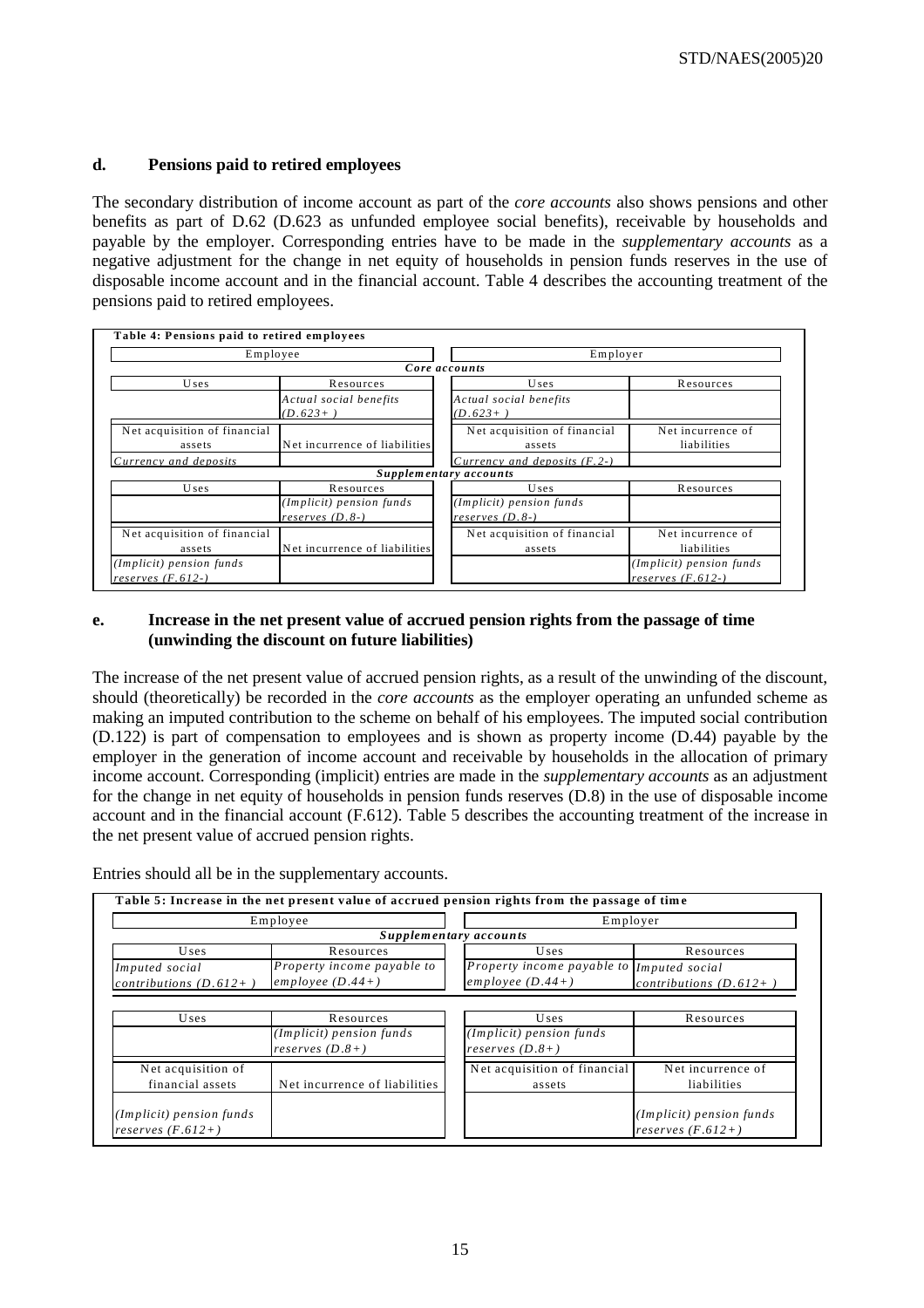### d. Pensions paid to retired employees

The secondary distribution of income account as part of the *core accounts* also shows pensions and other benefits as part of D.62 (D.623 as unfunded employee social benefits), receivable by households and payable by the employer. Corresponding entries have to be made in the *supplementary accounts* as a negative adjustment for the change in net equity of households in pensions funds reserves in the use of disposable income account and in the financial account. Table 4 describes the accounting treatment of the pensions paid to retired employees.

**Table 4: Pensions paid to retired employees**

| Employee | | Employer | |
|---|---|---|---|
| ***Core accounts*** | | | |
| Uses | Resources | Uses | Resources |
| | *Actual social benefits (D.623+ )* | *Actual social benefits (D.623+ )* | |
| Net acquisition of financial assets | Net incurrence of liabilities | Net acquisition of financial assets | Net incurrence of liabilities |
| *Currency and deposits* | | *Currency and deposits (F.2-)* | |
| ***Supplementary accounts*** | | | |
| Uses | Resources | Uses | Resources |
| | *(Implicit) pension funds reserves (D.8-)* | *(Implicit) pension funds reserves (D.8-)* | |
| Net acquisition of financial assets | Net incurrence of liabilities | Net acquisition of financial assets | Net incurrence of liabilities |
| *(Implicit) pension funds reserves (F.612-)* | | | *(Implicit) pension funds reserves (F.612-)* |

### e. Increase in the net present value of accrued pension rights from the passage of time (unwinding the discount on future liabilities)

The increase of the net present value of accrued pension rights, as a result of the unwinding of the discount, should (theoretically) be recorded in the *core accounts* as the employer operating an unfunded scheme as making an imputed contribution to the scheme on behalf of his employees. The imputed social contribution (D.122) is part of compensation to employees and is shown as property income (D.44) payable by the employer in the generation of income account and receivable by households in the allocation of primary income account. Corresponding (implicit) entries are made in the *supplementary accounts* as an adjustment for the change in net equity of households in pension funds reserves (D.8) in the use of disposable income account and in the financial account (F.612). Table 5 describes the accounting treatment of the increase in the net present value of accrued pension rights.

Entries should all be in the supplementary accounts.

**Table 5: Increase in the net present value of accrued pension rights from the passage of time**

| Employee | | Employer | |
|---|---|---|---|
| ***Supplementary accounts*** | | | |
| Uses | Resources | Uses | Resources |
| *Imputed social contributions (D.612+ )* | *Property income payable to employee (D.44+)* | *Property income payable to employee (D.44+)* | *Imputed social contributions (D.612+ )* |
| Uses | Resources | Uses | Resources |
| | *(Implicit) pension funds reserves (D.8+)* | *(Implicit) pension funds reserves (D.8+)* | |
| Net acquisition of financial assets | Net incurrence of liabilities | Net acquisition of financial assets | Net incurrence of liabilities |
| *(Implicit) pension funds reserves (F.612+)* | | | *(Implicit) pension funds reserves (F.612+)* |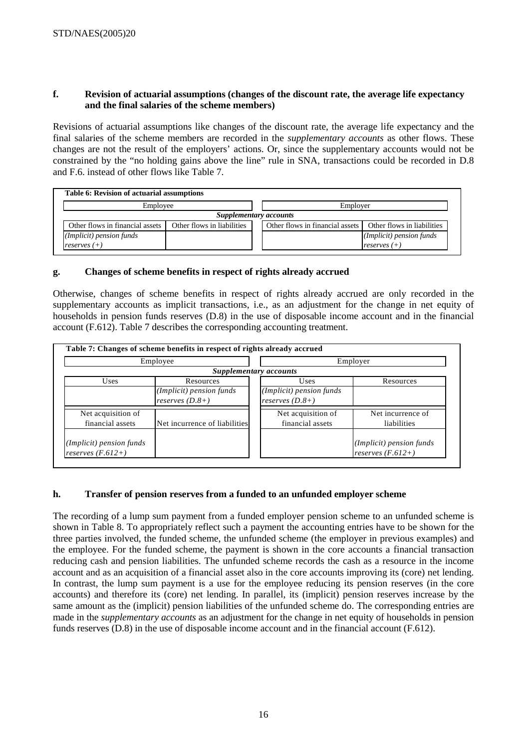### f. Revision of actuarial assumptions (changes of the discount rate, the average life expectancy and the final salaries of the scheme members)

Revisions of actuarial assumptions like changes of the discount rate, the average life expectancy and the final salaries of the scheme members are recorded in the *supplementary accounts* as other flows. These changes are not the result of the employers' actions. Or, since the supplementary accounts would not be constrained by the "no holding gains above the line" rule in SNA, transactions could be recorded in D.8 and F.6. instead of other flows like Table 7.

**Table 6: Revision of actuarial assumptions**

| Employee | | Employer | |
|---|---|---|---|
| *Supplementary accounts* | | | |
| Other flows in financial assets | Other flows in liabilities | Other flows in financial assets | Other flows in liabilities |
| *(Implicit) pension funds reserves (+)* | | | *(Implicit) pension funds reserves (+)* |

### g. Changes of scheme benefits in respect of rights already accrued

Otherwise, changes of scheme benefits in respect of rights already accrued are only recorded in the supplementary accounts as implicit transactions, i.e., as an adjustment for the change in net equity of households in pension funds reserves (D.8) in the use of disposable income account and in the financial account (F.612). Table 7 describes the corresponding accounting treatment.

**Table 7: Changes of scheme benefits in respect of rights already accrued**

| Employee | | Employer | |
|---|---|---|---|
| *Supplementary accounts* | | | |
| Uses | Resources | Uses | Resources |
| | *(Implicit) pension funds reserves (D.8+)* | *(Implicit) pension funds reserves (D.8+)* | |
| Net acquisition of financial assets | Net incurrence of liabilities | Net acquisition of financial assets | Net incurrence of liabilities |
| *(Implicit) pension funds reserves (F.612+)* | | | *(Implicit) pension funds reserves (F.612+)* |

### h. Transfer of pension reserves from a funded to an unfunded employer scheme

The recording of a lump sum payment from a funded employer pension scheme to an unfunded scheme is shown in Table 8. To appropriately reflect such a payment the accounting entries have to be shown for the three parties involved, the funded scheme, the unfunded scheme (the employer in previous examples) and the employee. For the funded scheme, the payment is shown in the core accounts a financial transaction reducing cash and pension liabilities. The unfunded scheme records the cash as a resource in the income account and as an acquisition of a financial asset also in the core accounts improving its (core) net lending. In contrast, the lump sum payment is a use for the employee reducing its pension reserves (in the core accounts) and therefore its (core) net lending. In parallel, its (implicit) pension reserves increase by the same amount as the (implicit) pension liabilities of the unfunded scheme do. The corresponding entries are made in the *supplementary accounts* as an adjustment for the change in net equity of households in pension funds reserves (D.8) in the use of disposable income account and in the financial account (F.612).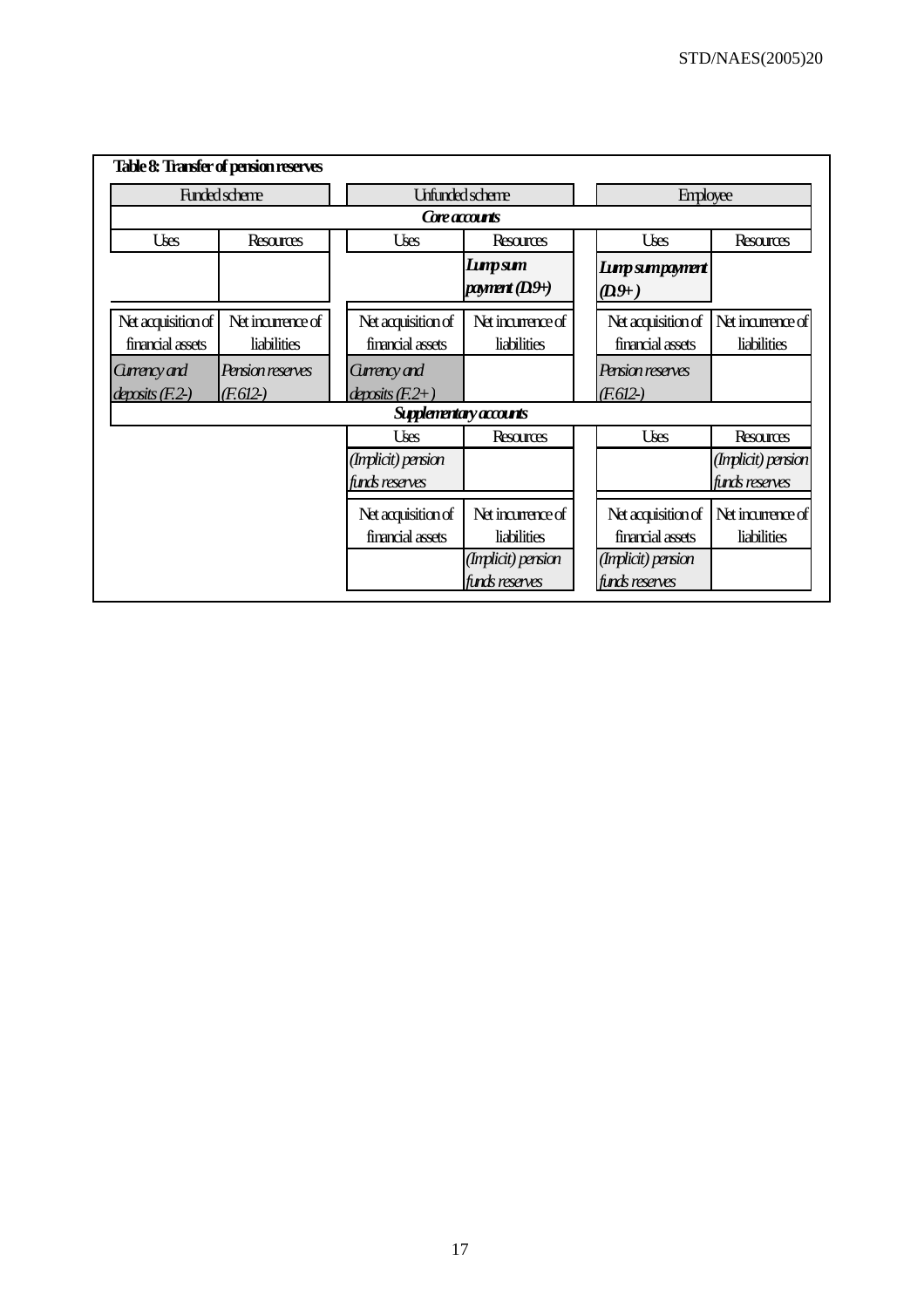**Table 8: Transfer of pension reserves**

| Funded scheme | | Unfunded scheme | | Employee | |
|---|---|---|---|---|---|
| ***Core accounts*** | | | | | |
| Uses | Resources | Uses | Resources | Uses | Resources |
| | | | ***Lump sum payment (D.9+)*** | ***Lump sum payment (D.9+)*** | |
| Net acquisition of financial assets | Net incurrence of liabilities | Net acquisition of financial assets | Net incurrence of liabilities | Net acquisition of financial assets | Net incurrence of liabilities |
| *Currency and deposits (F.2-)* | *Pension reserves (F.612-)* | *Currency and deposits (F.2+)* | | *Pension reserves (F.612-)* | |
| ***Supplementary accounts*** | | | | | |
| | | Uses | Resources | Uses | Resources |
| | | *(Implicit) pension funds reserves* | | | *(Implicit) pension funds reserves* |
| | | Net acquisition of financial assets | Net incurrence of liabilities | Net acquisition of financial assets | Net incurrence of liabilities |
| | | | *(Implicit) pension funds reserves* | *(Implicit) pension funds reserves* | |